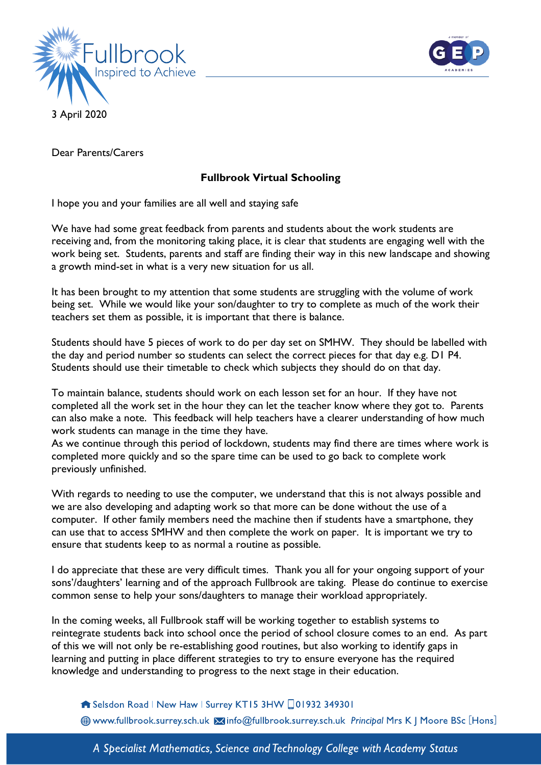Fullbrook
Inspired to Achieve

3 April 2020

Dear Parents/Carers

**Fullbrook Virtual Schooling**

I hope you and your families are all well and staying safe

We have had some great feedback from parents and students about the work students are receiving and, from the monitoring taking place, it is clear that students are engaging well with the work being set. Students, parents and staff are finding their way in this new landscape and showing a growth mind-set in what is a very new situation for us all.

It has been brought to my attention that some students are struggling with the volume of work being set. While we would like your son/daughter to try to complete as much of the work their teachers set them as possible, it is important that there is balance.

Students should have 5 pieces of work to do per day set on SMHW. They should be labelled with the day and period number so students can select the correct pieces for that day e.g. D1 P4. Students should use their timetable to check which subjects they should do on that day.

To maintain balance, students should work on each lesson set for an hour. If they have not completed all the work set in the hour they can let the teacher know where they got to. Parents can also make a note. This feedback will help teachers have a clearer understanding of how much work students can manage in the time they have.
As we continue through this period of lockdown, students may find there are times where work is completed more quickly and so the spare time can be used to go back to complete work previously unfinished.

With regards to needing to use the computer, we understand that this is not always possible and we are also developing and adapting work so that more can be done without the use of a computer. If other family members need the machine then if students have a smartphone, they can use that to access SMHW and then complete the work on paper. It is important we try to ensure that students keep to as normal a routine as possible.

I do appreciate that these are very difficult times. Thank you all for your ongoing support of your sons'/daughters' learning and of the approach Fullbrook are taking. Please do continue to exercise common sense to help your sons/daughters to manage their workload appropriately.

In the coming weeks, all Fullbrook staff will be working together to establish systems to reintegrate students back into school once the period of school closure comes to an end. As part of this we will not only be re-establishing good routines, but also working to identify gaps in learning and putting in place different strategies to try to ensure everyone has the required knowledge and understanding to progress to the next stage in their education.

Selsdon Road | New Haw | Surrey KT15 3HW 01932 349301
www.fullbrook.surrey.sch.uk info@fullbrook.surrey.sch.uk *Principal* Mrs K J Moore BSc [Hons]

*A Specialist Mathematics, Science and Technology College with Academy Status*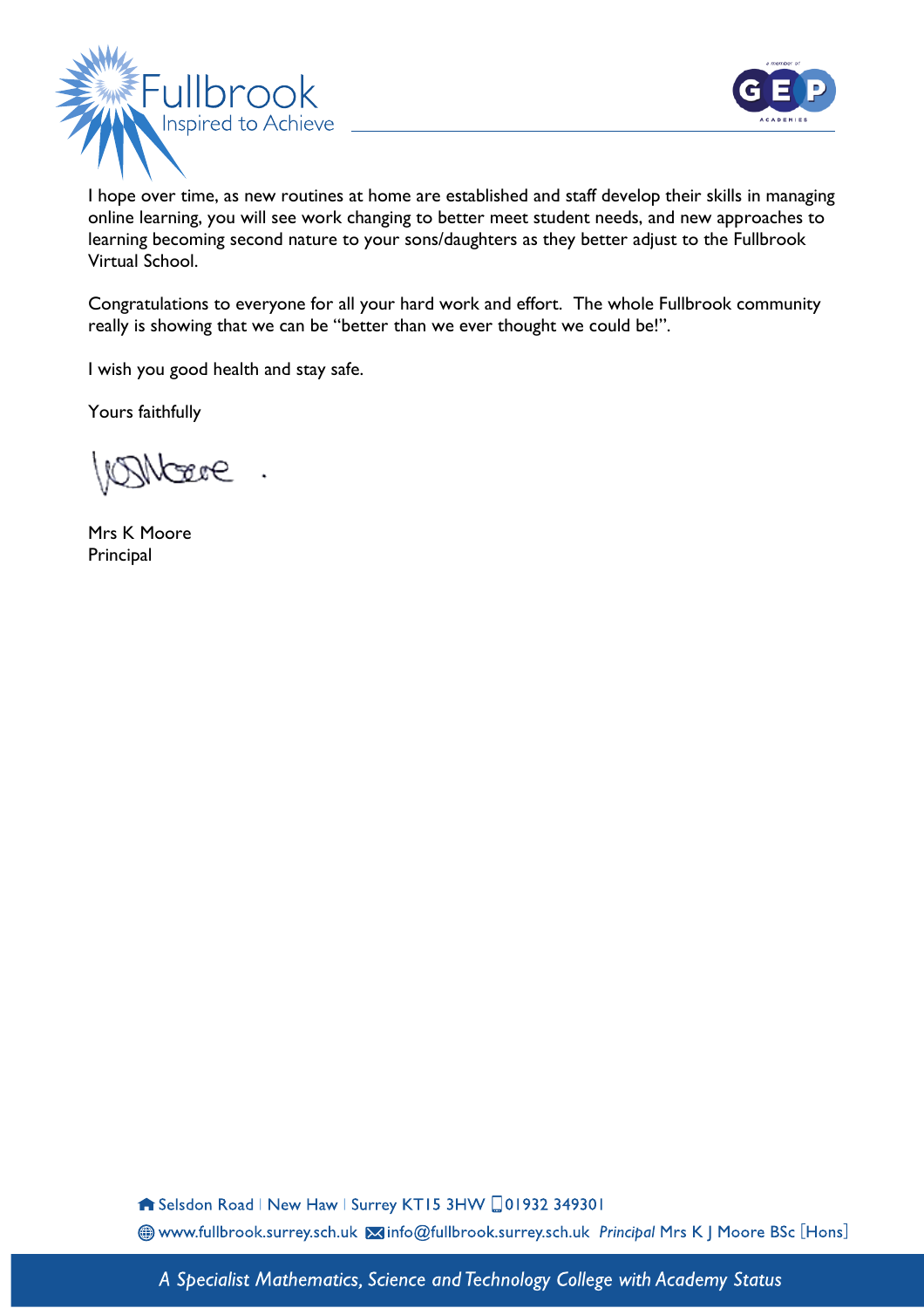I hope over time, as new routines at home are established and staff develop their skills in managing online learning, you will see work changing to better meet student needs, and new approaches to learning becoming second nature to your sons/daughters as they better adjust to the Fullbrook Virtual School.

Congratulations to everyone for all your hard work and effort. The whole Fullbrook community really is showing that we can be "better than we ever thought we could be!".

I wish you good health and stay safe.

Yours faithfully

Mrs K Moore
Principal